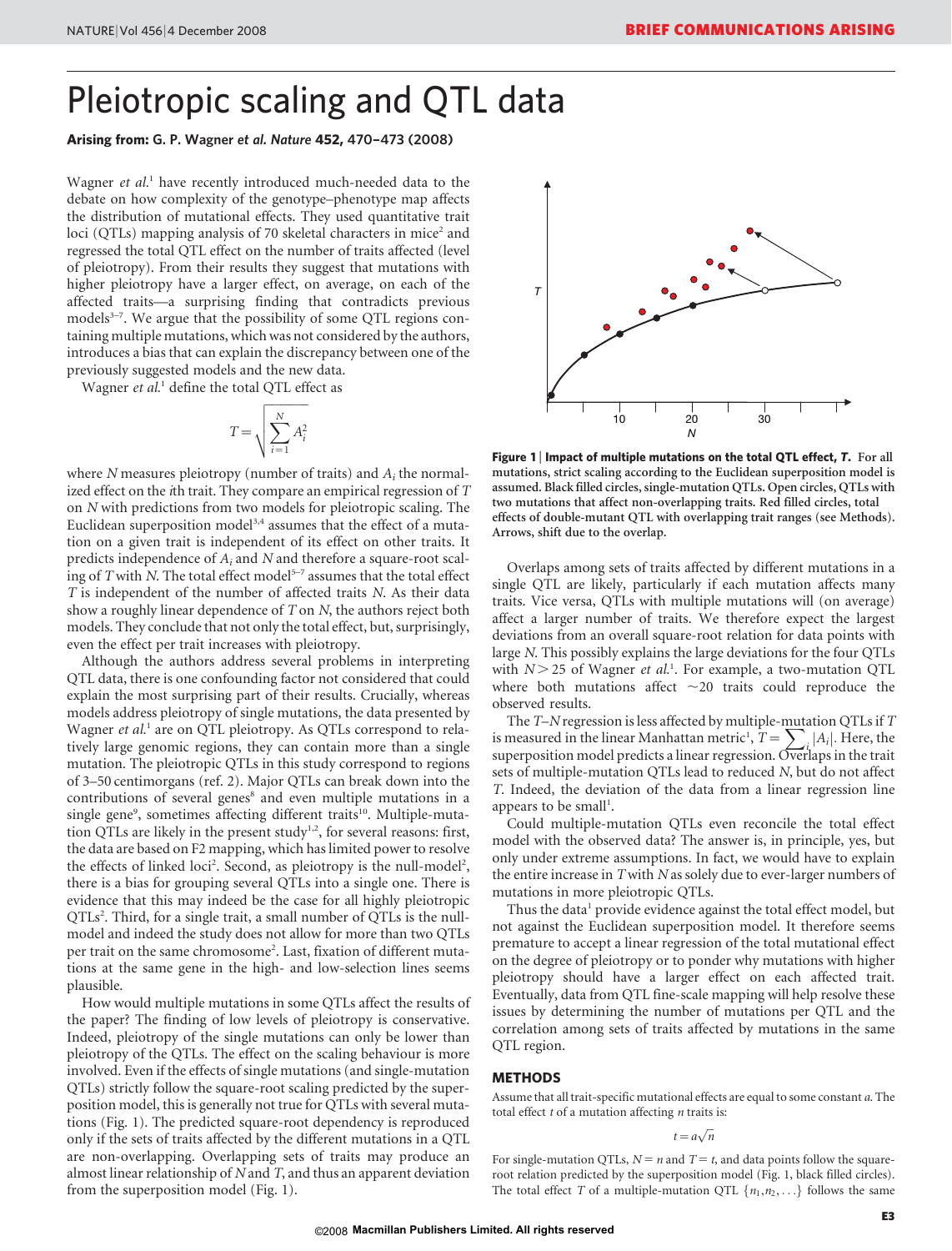# Pleiotropic scaling and QTL data

**Arising from:** G. P. Wagner *et al.* *Nature* **452,** 470–473 (2008)

Wagner *et al.*[1] have recently introduced much-needed data to the debate on how complexity of the genotype–phenotype map affects the distribution of mutational effects. They used quantitative trait loci (QTLs) mapping analysis of 70 skeletal characters in mice[2] and regressed the total QTL effect on the number of traits affected (level of pleiotropy). From their results they suggest that mutations with higher pleiotropy have a larger effect, on average, on each of the affected traits—a surprising finding that contradicts previous models[3–7]. We argue that the possibility of some QTL regions containing multiple mutations, which was not considered by the authors, introduces a bias that can explain the discrepancy between one of the previously suggested models and the new data.

Wagner *et al.*[1] define the total QTL effect as

$$T = \sqrt{\sum_{i=1}^{N} A_i^2}$$

where $N$ measures pleiotropy (number of traits) and $A_i$ the normalized effect on the $i$th trait. They compare an empirical regression of $T$ on $N$ with predictions from two models for pleiotropic scaling. The Euclidean superposition model[3,4] assumes that the effect of a mutation on a given trait is independent of its effect on other traits. It predicts independence of $A_i$ and $N$ and therefore a square-root scaling of $T$ with $N$. The total effect model[5–7] assumes that the total effect $T$ is independent of the number of affected traits $N$. As their data show a roughly linear dependence of $T$ on $N$, the authors reject both models. They conclude that not only the total effect, but, surprisingly, even the effect per trait increases with pleiotropy.

Although the authors address several problems in interpreting QTL data, there is one confounding factor not considered that could explain the most surprising part of their results. Crucially, whereas models address pleiotropy of single mutations, the data presented by Wagner *et al.*[1] are on QTL pleiotropy. As QTLs correspond to relatively large genomic regions, they can contain more than a single mutation. The pleiotropic QTLs in this study correspond to regions of 3–50 centimorgans (ref. 2). Major QTLs can break down into the contributions of several genes[8] and even multiple mutations in a single gene[9], sometimes affecting different traits[10]. Multiple-mutation QTLs are likely in the present study[1,2], for several reasons: first, the data are based on F2 mapping, which has limited power to resolve the effects of linked loci[2]. Second, as pleiotropy is the null-model[2], there is a bias for grouping several QTLs into a single one. There is evidence that this may indeed be the case for all highly pleiotropic QTLs[2]. Third, for a single trait, a small number of QTLs is the null-model and indeed the study does not allow for more than two QTLs per trait on the same chromosome[2]. Last, fixation of different mutations at the same gene in the high- and low-selection lines seems plausible.

How would multiple mutations in some QTLs affect the results of the paper? The finding of low levels of pleiotropy is conservative. Indeed, pleiotropy of the single mutations can only be lower than pleiotropy of the QTLs. The effect on the scaling behaviour is more involved. Even if the effects of single mutations (and single-mutation QTLs) strictly follow the square-root scaling predicted by the superposition model, this is generally not true for QTLs with several mutations (Fig. 1). The predicted square-root dependency is reproduced only if the sets of traits affected by the different mutations in a QTL are non-overlapping. Overlapping sets of traits may produce an almost linear relationship of $N$ and $T$, and thus an apparent deviation from the superposition model (Fig. 1).

**Figure 1 | Impact of multiple mutations on the total QTL effect, *T*. For all mutations, strict scaling according to the Euclidean superposition model is assumed. Black filled circles, single-mutation QTLs. Open circles, QTLs with two mutations that affect non-overlapping traits. Red filled circles, total effects of double-mutant QTL with overlapping trait ranges (see Methods). Arrows, shift due to the overlap.**

Overlaps among sets of traits affected by different mutations in a single QTL are likely, particularly if each mutation affects many traits. Vice versa, QTLs with multiple mutations will (on average) affect a larger number of traits. We therefore expect the largest deviations from an overall square-root relation for data points with large $N$. This possibly explains the large deviations for the four QTLs with $N > 25$ of Wagner *et al.*[1]. For example, a two-mutation QTL where both mutations affect ~20 traits could reproduce the observed results.

The $T$–$N$ regression is less affected by multiple-mutation QTLs if $T$ is measured in the linear Manhattan metric[1], $T = \sum_i |A_i|$. Here, the superposition model predicts a linear regression. Overlaps in the trait sets of multiple-mutation QTLs lead to reduced $N$, but do not affect $T$. Indeed, the deviation of the data from a linear regression line appears to be small[1].

Could multiple-mutation QTLs even reconcile the total effect model with the observed data? The answer is, in principle, yes, but only under extreme assumptions. In fact, we would have to explain the entire increase in $T$ with $N$ as solely due to ever-larger numbers of mutations in more pleiotropic QTLs.

Thus the data[1] provide evidence against the total effect model, but not against the Euclidean superposition model. It therefore seems premature to accept a linear regression of the total mutational effect on the degree of pleiotropy or to ponder why mutations with higher pleiotropy should have a larger effect on each affected trait. Eventually, data from QTL fine-scale mapping will help resolve these issues by determining the number of mutations per QTL and the correlation among sets of traits affected by mutations in the same QTL region.

## METHODS

Assume that all trait-specific mutational effects are equal to some constant $a$. The total effect $t$ of a mutation affecting $n$ traits is:

$$t = a\sqrt{n}$$

For single-mutation QTLs, $N = n$ and $T = t$, and data points follow the square-root relation predicted by the superposition model (Fig. 1, black filled circles). The total effect $T$ of a multiple-mutation QTL $\{n_1, n_2, \ldots\}$ follows the same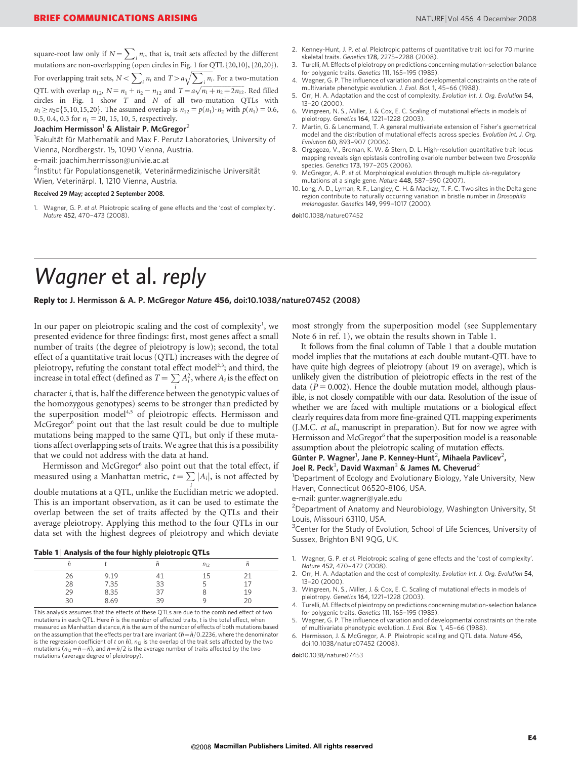square-root law only if $N = \sum_i n_i$, that is, trait sets affected by the different mutations are non-overlapping (open circles in Fig. 1 for QTL {20,10}, {20,20}). For overlapping trait sets, $N < \sum_i n_i$ and $T > a\sqrt{\sum_i n_i}$. For a two-mutation QTL with overlap $n_{12}$, $N = n_1 + n_2 - n_{12}$ and $T = a\sqrt{n_1 + n_2 + 2n_{12}}$. Red filled circles in Fig. 1 show $T$ and $N$ of all two-mutation QTLs with $n_1 \geq n_2 \in \{5, 10, 15, 20\}$. The assumed overlap is $n_{12} = p(n_1)\cdot n_2$ with $p(n_1) = 0.6$, 0.5, 0.4, 0.3 for $n_1 = 20$, 15, 10, 5, respectively.

**Joachim Hermisson**[1] **& Alistair P. McGregor**[2]

[1]Fakultät für Mathematik and Max F. Perutz Laboratories, University of Vienna, Nordbergstr. 15, 1090 Vienna, Austria.
e-mail: joachim.hermisson@univie.ac.at

[2]Institut für Populationsgenetik, Veterinärmedizinische Universität Wien, Veterinärpl. 1, 1210 Vienna, Austria.

**Received 29 May; accepted 2 September 2008.**

1. Wagner, G. P. *et al.* Pleiotropic scaling of gene effects and the 'cost of complexity'. *Nature* 452, 470–473 (2008).
2. Kenney-Hunt, J. P. *et al.* Pleiotropic patterns of quantitative trait loci for 70 murine skeletal traits. *Genetics* 178, 2275–2288 (2008).
3. Turelli, M. Effects of pleiotropy on predictions concerning mutation-selection balance for polygenic traits. *Genetics* 111, 165–195 (1985).
4. Wagner, G. P. The influence of variation and developmental constraints on the rate of multivariate phenotypic evolution. *J. Evol. Biol.* 1, 45–66 (1988).
5. Orr, H. A. Adaptation and the cost of complexity. *Evolution Int. J. Org. Evolution* 54, 13–20 (2000).
6. Wingreen, N. S., Miller, J. & Cox, E. C. Scaling of mutational effects in models of pleiotropy. *Genetics* 164, 1221–1228 (2003).
7. Martin, G. & Lenormand, T. A general multivariate extension of Fisher's geometrical model and the distribution of mutational effects across species. *Evolution Int. J. Org. Evolution* 60, 893–907 (2006).
8. Orgogozo, V., Broman, K. W. & Stern, D. L. High-resolution quantitative trait locus mapping reveals sign epistasis controlling ovariole number between two *Drosophila* species. *Genetics* 173, 197–205 (2006).
9. McGregor, A. P. *et al.* Morphological evolution through multiple *cis*-regulatory mutations at a single gene. *Nature* 448, 587–590 (2007).
10. Long, A. D., Lyman, R. F., Langley, C. H. & Mackay, T. F. C. Two sites in the Delta gene region contribute to naturally occurring variation in bristle number in *Drosophila melanogaster*. *Genetics* 149, 999–1017 (2000).

**doi:**10.1038/nature07452

# *Wagner* et al. *reply*

**Reply to: J. Hermisson & A. P. McGregor *Nature* 456, doi:10.1038/nature07452 (2008)**

In our paper on pleiotropic scaling and the cost of complexity[1], we presented evidence for three findings: first, most genes affect a small number of traits (the degree of pleiotropy is low); second, the total effect of a quantitative trait locus (QTL) increases with the degree of pleiotropy, refuting the constant total effect model[2,3]; and third, the increase in total effect (defined as $T = \sum_i A_i^2$, where $A_i$ is the effect on character $i$, that is, half the difference between the genotypic values of the homozygous genotypes) seems to be stronger than predicted by the superposition model[4,5] of pleiotropic effects. Hermisson and McGregor[6] point out that the last result could be due to multiple mutations being mapped to the same QTL, but only if these mutations affect overlapping sets of traits. We agree that this is a possibility that we could not address with the data at hand.

Hermisson and McGregor[6] also point out that the total effect, if measured using a Manhattan metric, $t = \sum_i |A_i|$, is not affected by double mutations at a QTL, unlike the Euclidian metric we adopted. This is an important observation, as it can be used to estimate the overlap between the set of traits affected by the QTLs and their average pleiotropy. Applying this method to the four QTLs in our data set with the highest degrees of pleiotropy and which deviate most strongly from the superposition model (see Supplementary Note 6 in ref. 1), we obtain the results shown in Table 1.

**Table 1 | Analysis of the four highly pleiotropic QTLs**

| $\hat{n}$ | $t$ | $\tilde{n}$ | $n_{12}$ | $\bar{n}$ |
|---|---|---|---|---|
| 26 | 9.19 | 41 | 15 | 21 |
| 28 | 7.35 | 33 | 5 | 17 |
| 29 | 8.35 | 37 | 8 | 19 |
| 30 | 8.69 | 39 | 9 | 20 |

This analysis assumes that the effects of these QTLs are due to the combined effect of two mutations in each QTL. Here $\hat{n}$ is the number of affected traits, $t$ is the total effect, when measured as Manhattan distance, $\tilde{n}$ is the sum of the number of effects of both mutations based on the assumption that the effects per trait are invariant ($\tilde{n} = \hat{n}/0.2236$, where the denominator is the regression coefficient of $t$ on $\hat{n}$), $n_{12}$ is the overlap of the trait sets affected by the two mutations ($n_{12} = \tilde{n} - \hat{n}$), and $\bar{n} = \tilde{n}/2$ is the average number of traits affected by the two mutations (average degree of pleiotropy).

It follows from the final column of Table 1 that a double mutation model implies that the mutations at each double mutant-QTL have to have quite high degrees of pleiotropy (about 19 on average), which is unlikely given the distribution of pleiotropic effects in the rest of the data ($P = 0.002$). Hence the double mutation model, although plausible, is not closely compatible with our data. Resolution of the issue of whether we are faced with multiple mutations or a biological effect clearly requires data from more fine-grained QTL mapping experiments (J.M.C. *et al.*, manuscript in preparation). But for now we agree with Hermisson and McGregor[6] that the superposition model is a reasonable assumption about the pleiotropic scaling of mutation effects.

**Günter P. Wagner**[1]**, Jane P. Kenney-Hunt**[2]**, Mihaela Pavlicev**[2]**, Joel R. Peck**[3]**, David Waxman**[3] **& James M. Cheverud**[2]

[1]Department of Ecology and Evolutionary Biology, Yale University, New Haven, Connecticut 06520-8106, USA.
e-mail: gunter.wagner@yale.edu

[2]Department of Anatomy and Neurobiology, Washington University, St Louis, Missouri 63110, USA.

[3]Center for the Study of Evolution, School of Life Sciences, University of Sussex, Brighton BN1 9QG, UK.

1. Wagner, G. P. *et al.* Pleiotropic scaling of gene effects and the 'cost of complexity'. *Nature* 452, 470–472 (2008).
2. Orr, H. A. Adaptation and the cost of complexity. *Evolution Int. J. Org. Evolution* 54, 13–20 (2000).
3. Wingreen, N. S., Miller, J. & Cox, E. C. Scaling of mutational effects in models of pleiotropy. *Genetics* 164, 1221–1228 (2003).
4. Turelli, M. Effects of pleiotropy on predictions concerning mutation-selection balance for polygenic traits. *Genetics* 111, 165–195 (1985).
5. Wagner, G. P. The influence of variation and of developmental constraints on the rate of multivariate phenotypic evolution. *J. Evol. Biol.* 1, 45–66 (1988).
6. Hermisson, J. & McGregor, A. P. Pleiotropic scaling and QTL data. *Nature* 456, doi:10.1038/nature07452 (2008).

**doi:**10.1038/nature07453